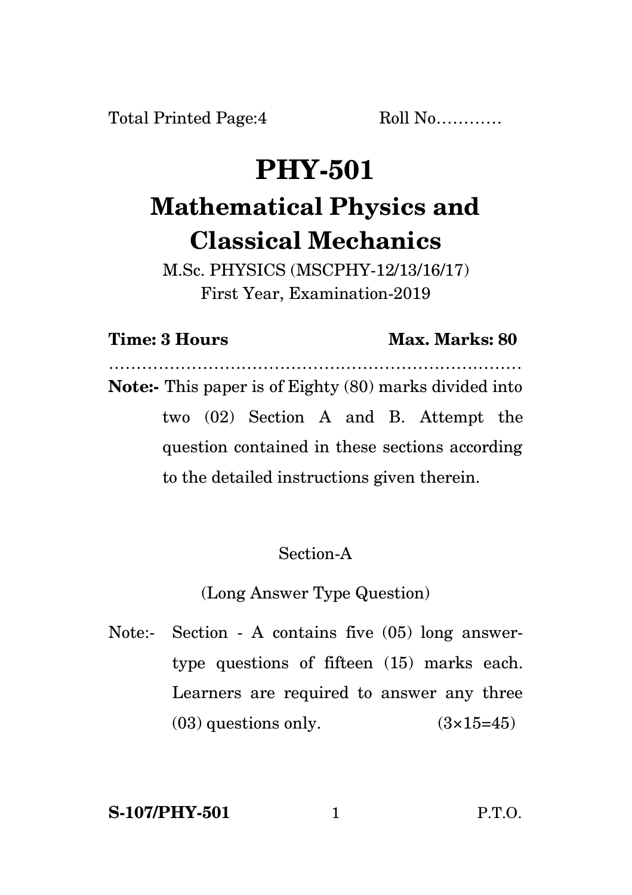Total Printed Page:4 Roll No…………

# PHY-501

## Mathematical Physics and Classical Mechanics

M.Sc. PHYSICS (MSCPHY-12/13/16/17)
First Year, Examination-2019

**Time: 3 Hours** **Max. Marks: 80**

…………………………………………………………………

**Note:-** This paper is of Eighty (80) marks divided into two (02) Section A and B. Attempt the question contained in these sections according to the detailed instructions given therein.

Section-A

(Long Answer Type Question)

Note:- Section - A contains five (05) long answer-type questions of fifteen (15) marks each. Learners are required to answer any three (03) questions only. (3×15=45)

**S-107/PHY-501** P.T.O.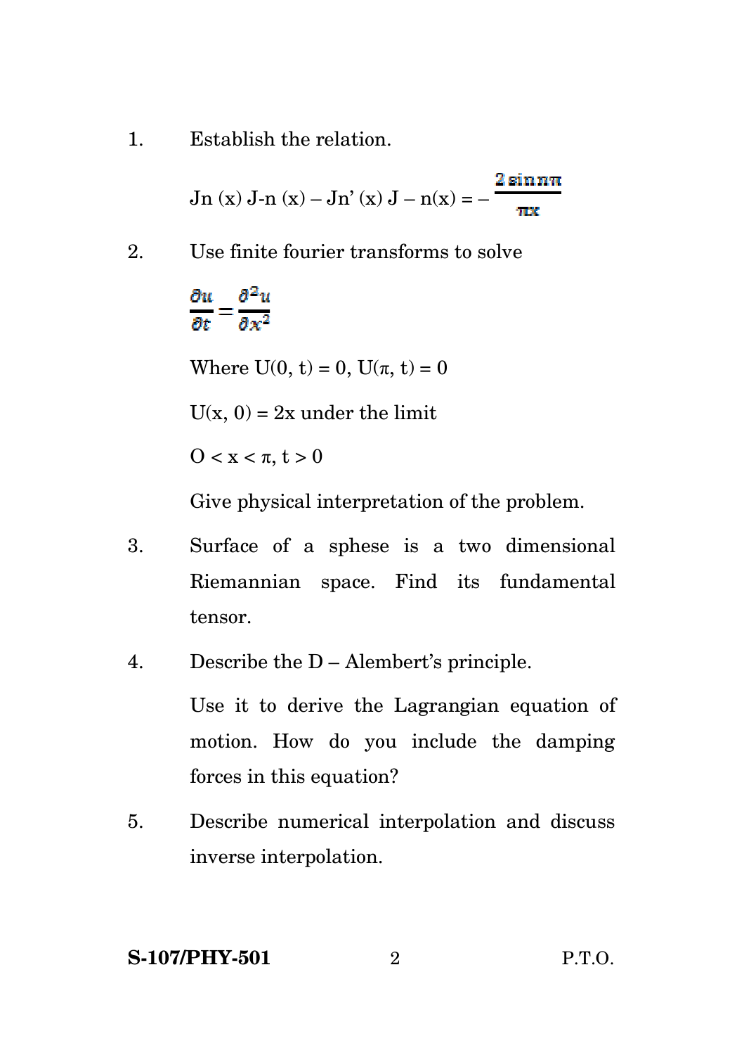1. Establish the relation.

   $$J_n(x) J_{-n}(x) - J_n'(x) J_{-n}(x) = -\frac{2 \sin n\pi}{\pi x}$$

2. Use finite fourier transforms to solve

   $$\frac{\partial u}{\partial t} = \frac{\partial^2 u}{\partial x^2}$$

   Where $U(0, t) = 0$, $U(\pi, t) = 0$

   $U(x, 0) = 2x$ under the limit

   $O < x < \pi$, $t > 0$

   Give physical interpretation of the problem.

3. Surface of a sphese is a two dimensional Riemannian space. Find its fundamental tensor.

4. Describe the D – Alembert's principle.

   Use it to derive the Lagrangian equation of motion. How do you include the damping forces in this equation?

5. Describe numerical interpolation and discuss inverse interpolation.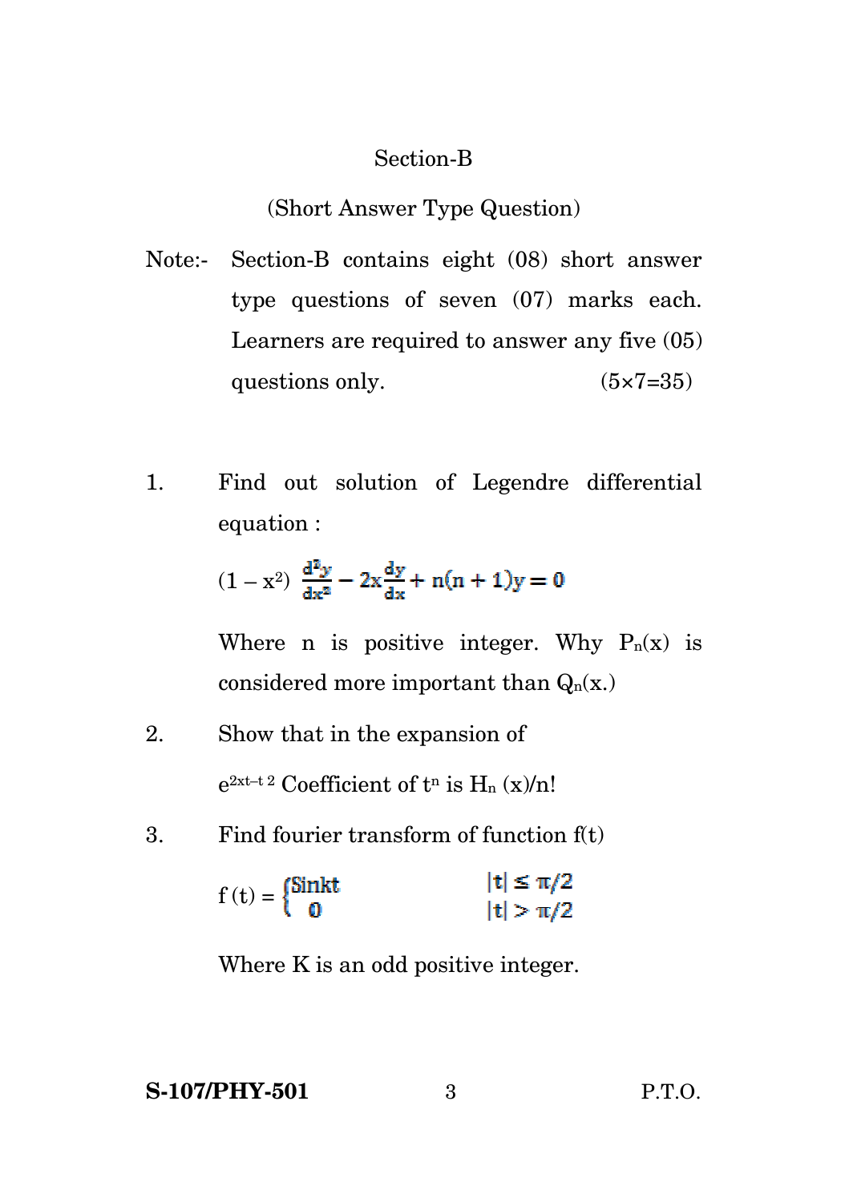## Section-B

(Short Answer Type Question)

Note:- Section-B contains eight (08) short answer type questions of seven (07) marks each. Learners are required to answer any five (05) questions only. (5×7=35)

1. Find out solution of Legendre differential equation :

   $$(1 - x^2)\frac{d^2y}{dx^2} - 2x\frac{dy}{dx} + n(n+1)y = 0$$

   Where n is positive integer. Why $P_n(x)$ is considered more important than $Q_n(x.)$

2. Show that in the expansion of

   $e^{2xt-t^2}$ Coefficient of $t^n$ is $H_n(x)/n!$

3. Find fourier transform of function f(t)

   $$f(t) = \begin{cases} \text{Sinkt} & |t| \leq \pi/2 \\ 0 & |t| > \pi/2 \end{cases}$$

   Where K is an odd positive integer.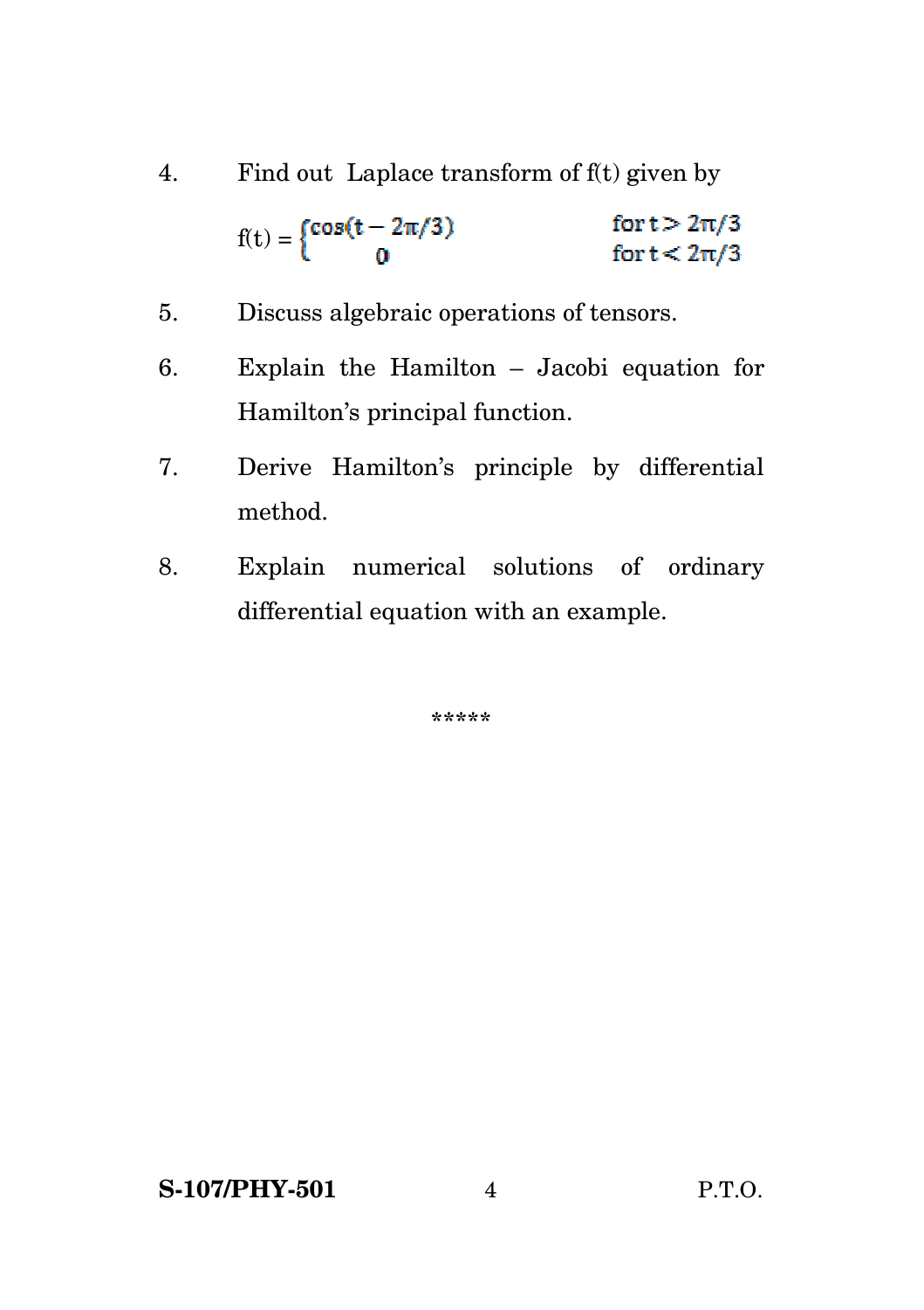4. Find out Laplace transform of f(t) given by

$$f(t) = \begin{cases} \cos(t - 2\pi/3) & \text{for } t > 2\pi/3 \\ 0 & \text{for } t < 2\pi/3 \end{cases}$$

5. Discuss algebraic operations of tensors.

6. Explain the Hamilton – Jacobi equation for Hamilton's principal function.

7. Derive Hamilton's principle by differential method.

8. Explain numerical solutions of ordinary differential equation with an example.

*****